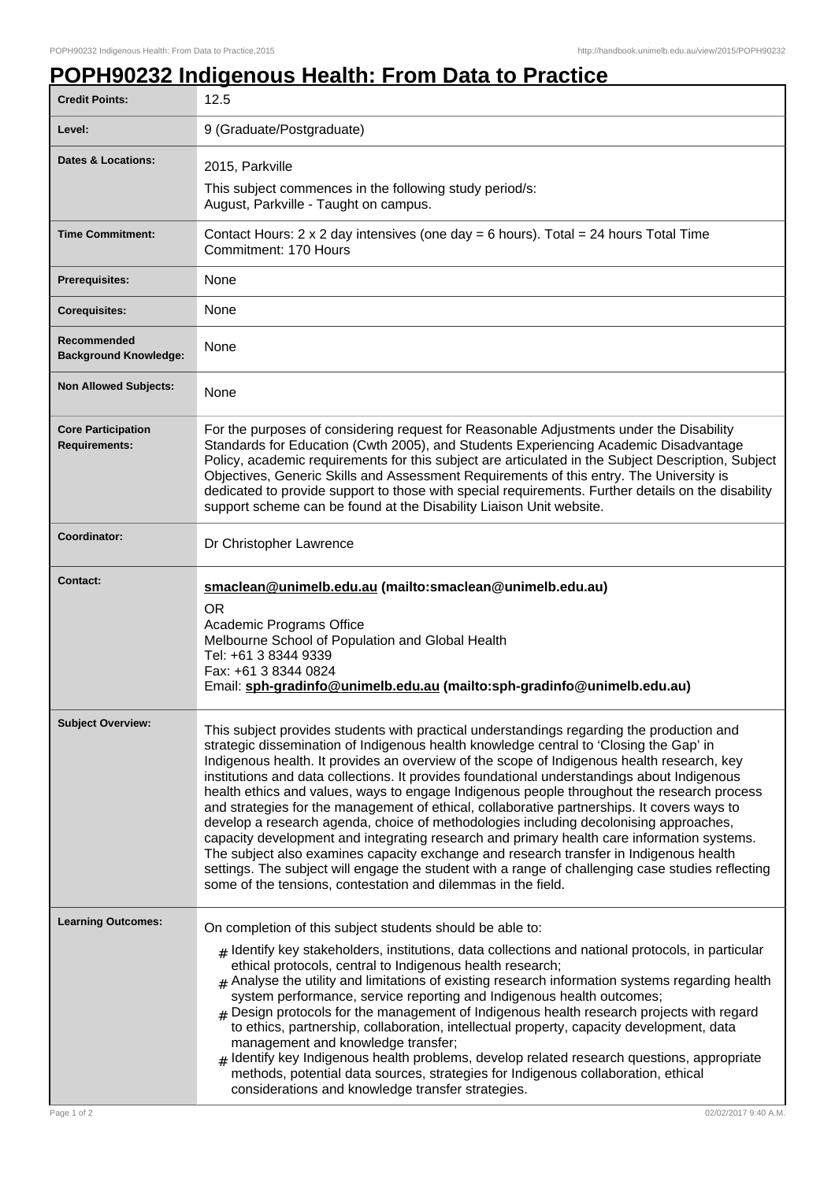# POPH90232 Indigenous Health: From Data to Practice

| | |
|---|---|
| **Credit Points:** | 12.5 |
| **Level:** | 9 (Graduate/Postgraduate) |
| **Dates & Locations:** | 2015, Parkville<br>This subject commences in the following study period/s:<br>August, Parkville - Taught on campus. |
| **Time Commitment:** | Contact Hours: 2 x 2 day intensives (one day = 6 hours). Total = 24 hours Total Time Commitment: 170 Hours |
| **Prerequisites:** | None |
| **Corequisites:** | None |
| **Recommended Background Knowledge:** | None |
| **Non Allowed Subjects:** | None |
| **Core Participation Requirements:** | For the purposes of considering request for Reasonable Adjustments under the Disability Standards for Education (Cwth 2005), and Students Experiencing Academic Disadvantage Policy, academic requirements for this subject are articulated in the Subject Description, Subject Objectives, Generic Skills and Assessment Requirements of this entry. The University is dedicated to provide support to those with special requirements. Further details on the disability support scheme can be found at the Disability Liaison Unit website. |
| **Coordinator:** | Dr Christopher Lawrence |
| **Contact:** | **smaclean@unimelb.edu.au (mailto:smaclean@unimelb.edu.au)**<br>OR<br>Academic Programs Office<br>Melbourne School of Population and Global Health<br>Tel: +61 3 8344 9339<br>Fax: +61 3 8344 0824<br>Email: **sph-gradinfo@unimelb.edu.au (mailto:sph-gradinfo@unimelb.edu.au)** |
| **Subject Overview:** | This subject provides students with practical understandings regarding the production and strategic dissemination of Indigenous health knowledge central to 'Closing the Gap' in Indigenous health. It provides an overview of the scope of Indigenous health research, key institutions and data collections. It provides foundational understandings about Indigenous health ethics and values, ways to engage Indigenous people throughout the research process and strategies for the management of ethical, collaborative partnerships. It covers ways to develop a research agenda, choice of methodologies including decolonising approaches, capacity development and integrating research and primary health care information systems. The subject also examines capacity exchange and research transfer in Indigenous health settings. The subject will engage the student with a range of challenging case studies reflecting some of the tensions, contestation and dilemmas in the field. |
| **Learning Outcomes:** | On completion of this subject students should be able to:<br># Identify key stakeholders, institutions, data collections and national protocols, in particular ethical protocols, central to Indigenous health research;<br># Analyse the utility and limitations of existing research information systems regarding health system performance, service reporting and Indigenous health outcomes;<br># Design protocols for the management of Indigenous health research projects with regard to ethics, partnership, collaboration, intellectual property, capacity development, data management and knowledge transfer;<br># Identify key Indigenous health problems, develop related research questions, appropriate methods, potential data sources, strategies for Indigenous collaboration, ethical considerations and knowledge transfer strategies. |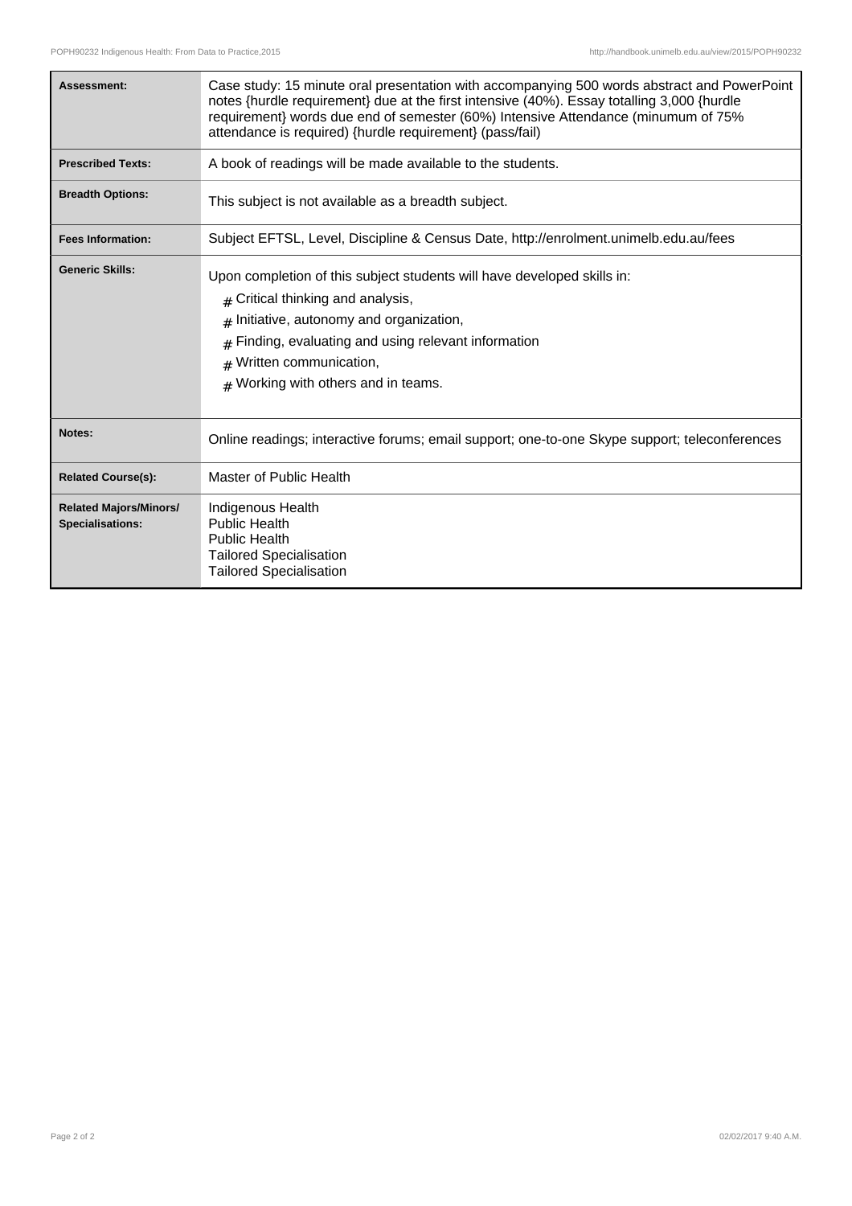| | |
|---|---|
| **Assessment:** | Case study: 15 minute oral presentation with accompanying 500 words abstract and PowerPoint notes {hurdle requirement} due at the first intensive (40%). Essay totalling 3,000 {hurdle requirement} words due end of semester (60%) Intensive Attendance (minumum of 75% attendance is required) {hurdle requirement} (pass/fail) |
| **Prescribed Texts:** | A book of readings will be made available to the students. |
| **Breadth Options:** | This subject is not available as a breadth subject. |
| **Fees Information:** | Subject EFTSL, Level, Discipline & Census Date, http://enrolment.unimelb.edu.au/fees |
| **Generic Skills:** | Upon completion of this subject students will have developed skills in:<br># Critical thinking and analysis,<br># Initiative, autonomy and organization,<br># Finding, evaluating and using relevant information<br># Written communication,<br># Working with others and in teams. |
| **Notes:** | Online readings; interactive forums; email support; one-to-one Skype support; teleconferences |
| **Related Course(s):** | Master of Public Health |
| **Related Majors/Minors/ Specialisations:** | Indigenous Health<br>Public Health<br>Public Health<br>Tailored Specialisation<br>Tailored Specialisation |